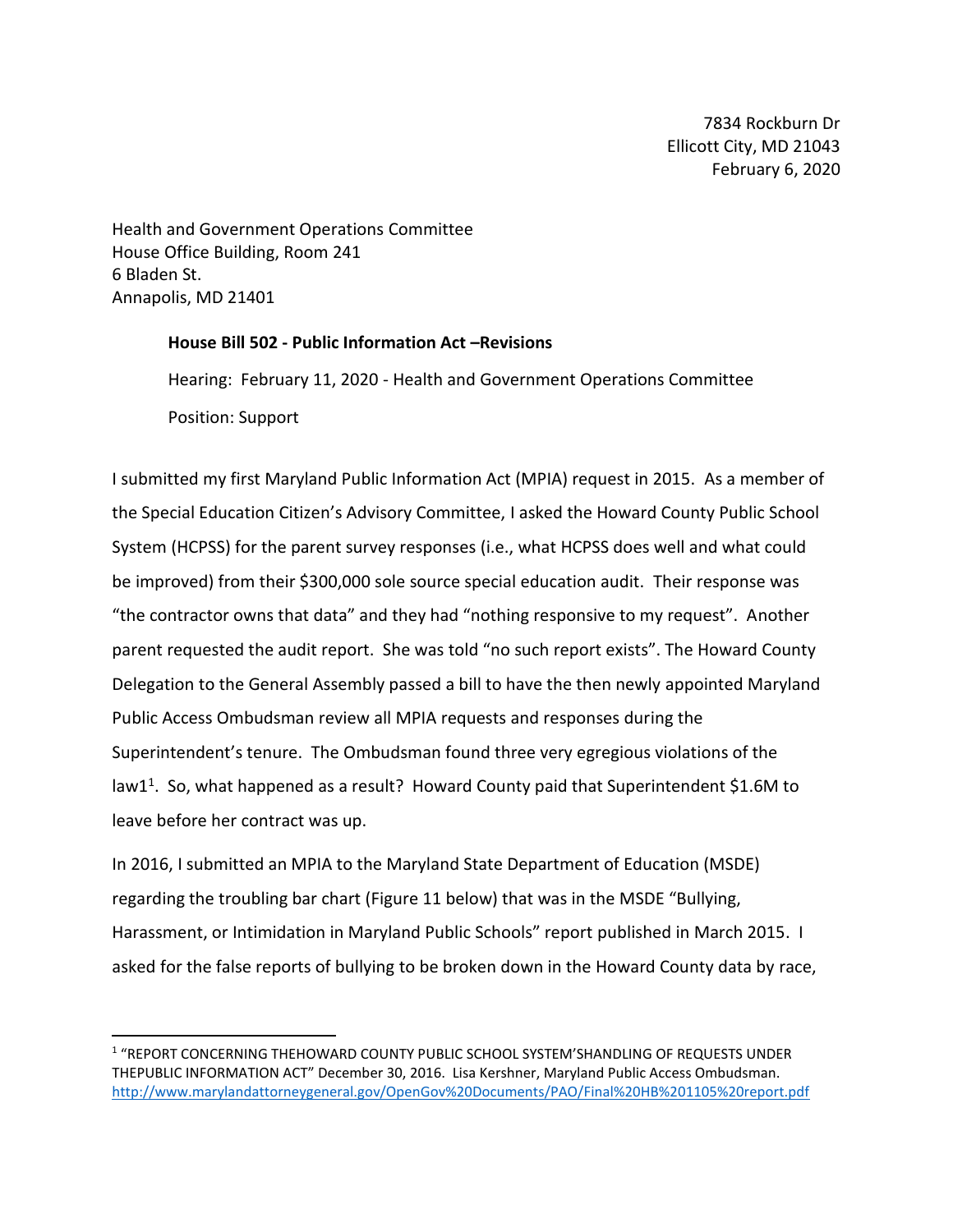7834 Rockburn Dr
Ellicott City, MD 21043
February 6, 2020

Health and Government Operations Committee
House Office Building, Room 241
6 Bladen St.
Annapolis, MD 21401

**House Bill 502 - Public Information Act –Revisions**

Hearing: February 11, 2020 - Health and Government Operations Committee

Position: Support

I submitted my first Maryland Public Information Act (MPIA) request in 2015. As a member of the Special Education Citizen's Advisory Committee, I asked the Howard County Public School System (HCPSS) for the parent survey responses (i.e., what HCPSS does well and what could be improved) from their $300,000 sole source special education audit. Their response was "the contractor owns that data" and they had "nothing responsive to my request". Another parent requested the audit report. She was told "no such report exists". The Howard County Delegation to the General Assembly passed a bill to have the then newly appointed Maryland Public Access Ombudsman review all MPIA requests and responses during the Superintendent's tenure. The Ombudsman found three very egregious violations of the law1[1]. So, what happened as a result? Howard County paid that Superintendent $1.6M to leave before her contract was up.

In 2016, I submitted an MPIA to the Maryland State Department of Education (MSDE) regarding the troubling bar chart (Figure 11 below) that was in the MSDE "Bullying, Harassment, or Intimidation in Maryland Public Schools" report published in March 2015. I asked for the false reports of bullying to be broken down in the Howard County data by race,

---

[1] "REPORT CONCERNING THEHOWARD COUNTY PUBLIC SCHOOL SYSTEM'SHANDLING OF REQUESTS UNDER THEPUBLIC INFORMATION ACT" December 30, 2016. Lisa Kershner, Maryland Public Access Ombudsman. http://www.marylandattorneygeneral.gov/OpenGov%20Documents/PAO/Final%20HB%201105%20report.pdf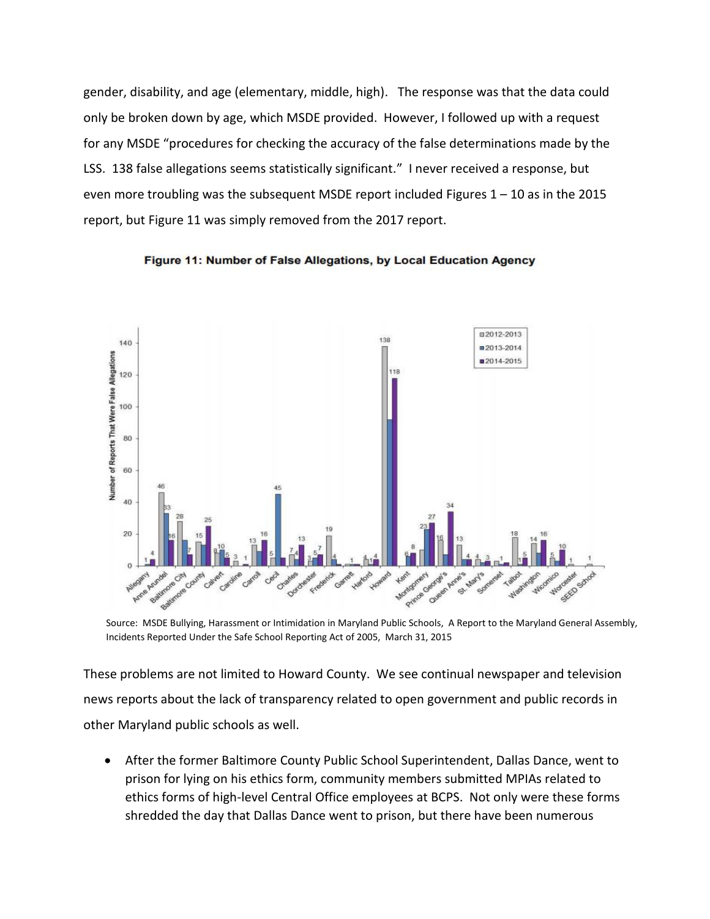gender, disability, and age (elementary, middle, high). The response was that the data could only be broken down by age, which MSDE provided. However, I followed up with a request for any MSDE "procedures for checking the accuracy of the false determinations made by the LSS. 138 false allegations seems statistically significant." I never received a response, but even more troubling was the subsequent MSDE report included Figures 1 – 10 as in the 2015 report, but Figure 11 was simply removed from the 2017 report.

**Figure 11: Number of False Allegations, by Local Education Agency**

Source: MSDE Bullying, Harassment or Intimidation in Maryland Public Schools, A Report to the Maryland General Assembly, Incidents Reported Under the Safe School Reporting Act of 2005, March 31, 2015

These problems are not limited to Howard County. We see continual newspaper and television news reports about the lack of transparency related to open government and public records in other Maryland public schools as well.

- After the former Baltimore County Public School Superintendent, Dallas Dance, went to prison for lying on his ethics form, community members submitted MPIAs related to ethics forms of high-level Central Office employees at BCPS. Not only were these forms shredded the day that Dallas Dance went to prison, but there have been numerous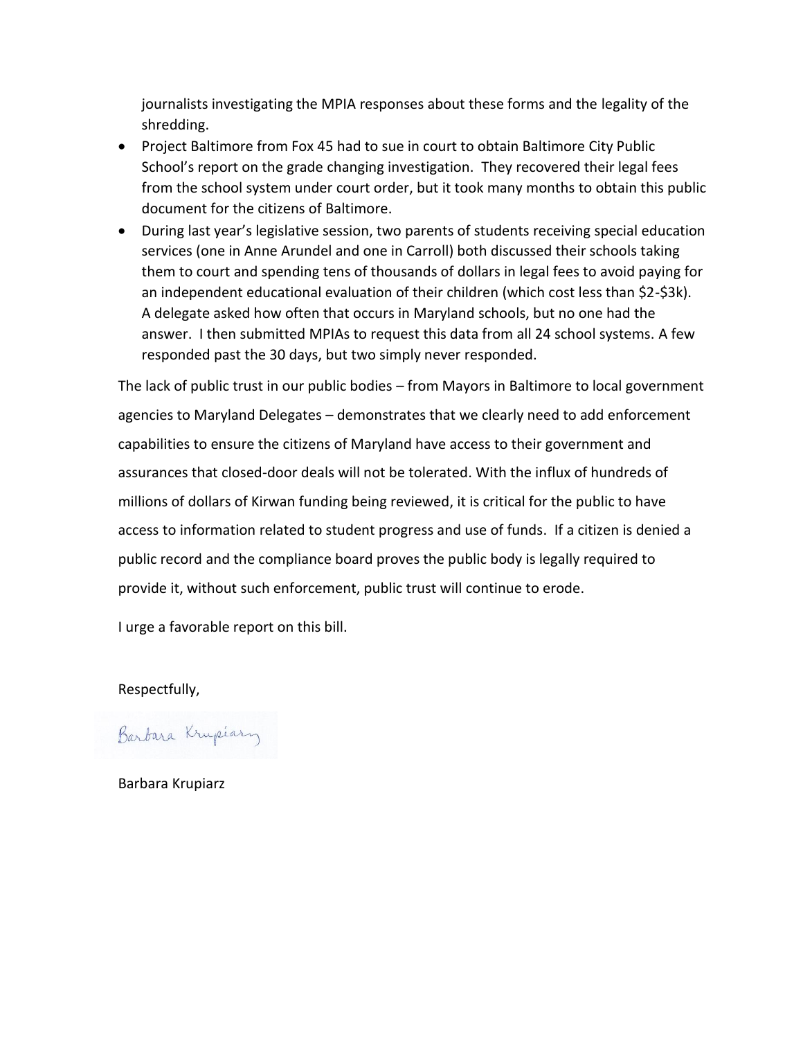journalists investigating the MPIA responses about these forms and the legality of the shredding.

- Project Baltimore from Fox 45 had to sue in court to obtain Baltimore City Public School's report on the grade changing investigation. They recovered their legal fees from the school system under court order, but it took many months to obtain this public document for the citizens of Baltimore.
- During last year's legislative session, two parents of students receiving special education services (one in Anne Arundel and one in Carroll) both discussed their schools taking them to court and spending tens of thousands of dollars in legal fees to avoid paying for an independent educational evaluation of their children (which cost less than $2-$3k). A delegate asked how often that occurs in Maryland schools, but no one had the answer. I then submitted MPIAs to request this data from all 24 school systems. A few responded past the 30 days, but two simply never responded.

The lack of public trust in our public bodies – from Mayors in Baltimore to local government agencies to Maryland Delegates – demonstrates that we clearly need to add enforcement capabilities to ensure the citizens of Maryland have access to their government and assurances that closed-door deals will not be tolerated. With the influx of hundreds of millions of dollars of Kirwan funding being reviewed, it is critical for the public to have access to information related to student progress and use of funds. If a citizen is denied a public record and the compliance board proves the public body is legally required to provide it, without such enforcement, public trust will continue to erode.

I urge a favorable report on this bill.

Respectfully,

Barbara Krupiarz

Barbara Krupiarz